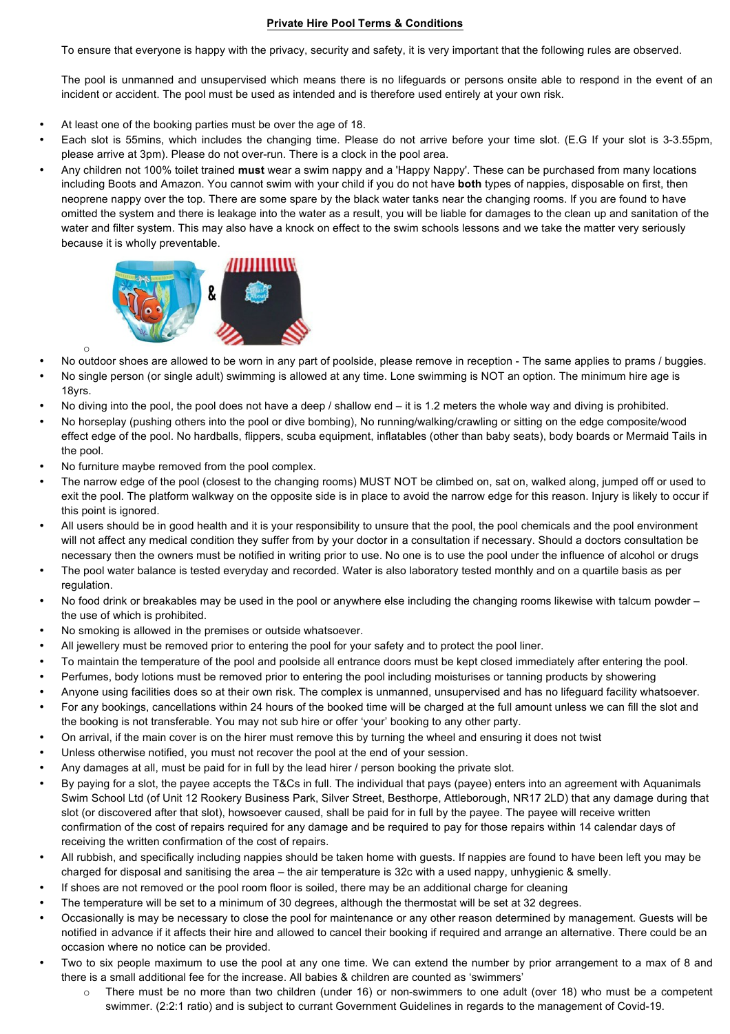**Private Hire Pool Terms & Conditions**

To ensure that everyone is happy with the privacy, security and safety, it is very important that the following rules are observed.

The pool is unmanned and unsupervised which means there is no lifeguards or persons onsite able to respond in the event of an incident or accident. The pool must be used as intended and is therefore used entirely at your own risk.

- At least one of the booking parties must be over the age of 18.
- Each slot is 55mins, which includes the changing time. Please do not arrive before your time slot. (E.G If your slot is 3-3.55pm, please arrive at 3pm). Please do not over-run. There is a clock in the pool area.
- Any children not 100% toilet trained **must** wear a swim nappy and a 'Happy Nappy'. These can be purchased from many locations including Boots and Amazon. You cannot swim with your child if you do not have **both** types of nappies, disposable on first, then neoprene nappy over the top. There are some spare by the black water tanks near the changing rooms. If you are found to have omitted the system and there is leakage into the water as a result, you will be liable for damages to the clean up and sanitation of the water and filter system. This may also have a knock on effect to the swim schools lessons and we take the matter very seriously because it is wholly preventable.
- No outdoor shoes are allowed to be worn in any part of poolside, please remove in reception - The same applies to prams / buggies.
- No single person (or single adult) swimming is allowed at any time. Lone swimming is NOT an option. The minimum hire age is 18yrs.
- No diving into the pool, the pool does not have a deep / shallow end – it is 1.2 meters the whole way and diving is prohibited.
- No horseplay (pushing others into the pool or dive bombing), No running/walking/crawling or sitting on the edge composite/wood effect edge of the pool. No hardballs, flippers, scuba equipment, inflatables (other than baby seats), body boards or Mermaid Tails in the pool.
- No furniture maybe removed from the pool complex.
- The narrow edge of the pool (closest to the changing rooms) MUST NOT be climbed on, sat on, walked along, jumped off or used to exit the pool. The platform walkway on the opposite side is in place to avoid the narrow edge for this reason. Injury is likely to occur if this point is ignored.
- All users should be in good health and it is your responsibility to unsure that the pool, the pool chemicals and the pool environment will not affect any medical condition they suffer from by your doctor in a consultation if necessary. Should a doctors consultation be necessary then the owners must be notified in writing prior to use. No one is to use the pool under the influence of alcohol or drugs
- The pool water balance is tested everyday and recorded. Water is also laboratory tested monthly and on a quartile basis as per regulation.
- No food drink or breakables may be used in the pool or anywhere else including the changing rooms likewise with talcum powder – the use of which is prohibited.
- No smoking is allowed in the premises or outside whatsoever.
- All jewellery must be removed prior to entering the pool for your safety and to protect the pool liner.
- To maintain the temperature of the pool and poolside all entrance doors must be kept closed immediately after entering the pool.
- Perfumes, body lotions must be removed prior to entering the pool including moistures or tanning products by showering
- Anyone using facilities does so at their own risk. The complex is unmanned, unsupervised and has no lifeguard facility whatsoever.
- For any bookings, cancellations within 24 hours of the booked time will be charged at the full amount unless we can fill the slot and the booking is not transferable. You may not sub hire or offer 'your' booking to any other party.
- On arrival, if the main cover is on the hirer must remove this by turning the wheel and ensuring it does not twist
- Unless otherwise notified, you must not recover the pool at the end of your session.
- Any damages at all, must be paid for in full by the lead hirer / person booking the private slot.
- By paying for a slot, the payee accepts the T&Cs in full. The individual that pays (payee) enters into an agreement with Aquanimals Swim School Ltd (of Unit 12 Rookery Business Park, Silver Street, Besthorpe, Attleborough, NR17 2LD) that any damage during that slot (or discovered after that slot), howsoever caused, shall be paid for in full by the payee. The payee will receive written confirmation of the cost of repairs required for any damage and be required to pay for those repairs within 14 calendar days of receiving the written confirmation of the cost of repairs.
- All rubbish, and specifically including nappies should be taken home with guests. If nappies are found to have been left you may be charged for disposal and sanitising the area – the air temperature is 32c with a used nappy, unhygienic & smelly.
- If shoes are not removed or the pool room floor is soiled, there may be an additional charge for cleaning
- The temperature will be set to a minimum of 30 degrees, although the thermostat will be set at 32 degrees.
- Occasionally is may be necessary to close the pool for maintenance or any other reason determined by management. Guests will be notified in advance if it affects their hire and allowed to cancel their booking if required and arrange an alternative. There could be an occasion where no notice can be provided.
- Two to six people maximum to use the pool at any one time. We can extend the number by prior arrangement to a max of 8 and there is a small additional fee for the increase. All babies & children are counted as 'swimmers'
  - There must be no more than two children (under 16) or non-swimmers to one adult (over 18) who must be a competent swimmer. (2:2:1 ratio) and is subject to currant Government Guidelines in regards to the management of Covid-19.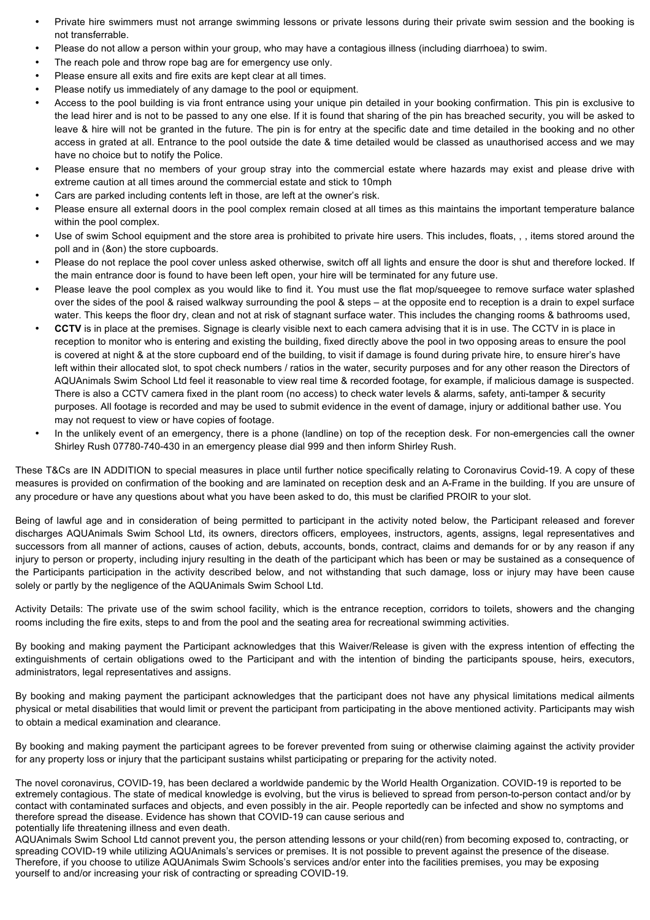- Private hire swimmers must not arrange swimming lessons or private lessons during their private swim session and the booking is not transferrable.
- Please do not allow a person within your group, who may have a contagious illness (including diarrhoea) to swim.
- The reach pole and throw rope bag are for emergency use only.
- Please ensure all exits and fire exits are kept clear at all times.
- Please notify us immediately of any damage to the pool or equipment.
- Access to the pool building is via front entrance using your unique pin detailed in your booking confirmation. This pin is exclusive to the lead hirer and is not to be passed to any one else. If it is found that sharing of the pin has breached security, you will be asked to leave & hire will not be granted in the future. The pin is for entry at the specific date and time detailed in the booking and no other access in grated at all. Entrance to the pool outside the date & time detailed would be classed as unauthorised access and we may have no choice but to notify the Police.
- Please ensure that no members of your group stray into the commercial estate where hazards may exist and please drive with extreme caution at all times around the commercial estate and stick to 10mph
- Cars are parked including contents left in those, are left at the owner's risk.
- Please ensure all external doors in the pool complex remain closed at all times as this maintains the important temperature balance within the pool complex.
- Use of swim School equipment and the store area is prohibited to private hire users. This includes, floats, , , items stored around the poll and in (&on) the store cupboards.
- Please do not replace the pool cover unless asked otherwise, switch off all lights and ensure the door is shut and therefore locked. If the main entrance door is found to have been left open, your hire will be terminated for any future use.
- Please leave the pool complex as you would like to find it. You must use the flat mop/squeegee to remove surface water splashed over the sides of the pool & raised walkway surrounding the pool & steps – at the opposite end to reception is a drain to expel surface water. This keeps the floor dry, clean and not at risk of stagnant surface water. This includes the changing rooms & bathrooms used,
- **CCTV** is in place at the premises. Signage is clearly visible next to each camera advising that it is in use. The CCTV in is place in reception to monitor who is entering and existing the building, fixed directly above the pool in two opposing areas to ensure the pool is covered at night & at the store cupboard end of the building, to visit if damage is found during private hire, to ensure hirer's have left within their allocated slot, to spot check numbers / ratios in the water, security purposes and for any other reason the Directors of AQUAnimals Swim School Ltd feel it reasonable to view real time & recorded footage, for example, if malicious damage is suspected. There is also a CCTV camera fixed in the plant room (no access) to check water levels & alarms, safety, anti-tamper & security purposes. All footage is recorded and may be used to submit evidence in the event of damage, injury or additional bather use. You may not request to view or have copies of footage.
- In the unlikely event of an emergency, there is a phone (landline) on top of the reception desk. For non-emergencies call the owner Shirley Rush 07780-740-430 in an emergency please dial 999 and then inform Shirley Rush.

These T&Cs are IN ADDITION to special measures in place until further notice specifically relating to Coronavirus Covid-19. A copy of these measures is provided on confirmation of the booking and are laminated on reception desk and an A-Frame in the building. If you are unsure of any procedure or have any questions about what you have been asked to do, this must be clarified PROIR to your slot.

Being of lawful age and in consideration of being permitted to participant in the activity noted below, the Participant released and forever discharges AQUAnimals Swim School Ltd, its owners, directors officers, employees, instructors, agents, assigns, legal representatives and successors from all manner of actions, causes of action, debuts, accounts, bonds, contract, claims and demands for or by any reason if any injury to person or property, including injury resulting in the death of the participant which has been or may be sustained as a consequence of the Participants participation in the activity described below, and not withstanding that such damage, loss or injury may have been cause solely or partly by the negligence of the AQUAnimals Swim School Ltd.

Activity Details: The private use of the swim school facility, which is the entrance reception, corridors to toilets, showers and the changing rooms including the fire exits, steps to and from the pool and the seating area for recreational swimming activities.

By booking and making payment the Participant acknowledges that this Waiver/Release is given with the express intention of effecting the extinguishments of certain obligations owed to the Participant and with the intention of binding the participants spouse, heirs, executors, administrators, legal representatives and assigns.

By booking and making payment the participant acknowledges that the participant does not have any physical limitations medical ailments physical or metal disabilities that would limit or prevent the participant from participating in the above mentioned activity. Participants may wish to obtain a medical examination and clearance.

By booking and making payment the participant agrees to be forever prevented from suing or otherwise claiming against the activity provider for any property loss or injury that the participant sustains whilst participating or preparing for the activity noted.

The novel coronavirus, COVID-19, has been declared a worldwide pandemic by the World Health Organization. COVID-19 is reported to be extremely contagious. The state of medical knowledge is evolving, but the virus is believed to spread from person-to-person contact and/or by contact with contaminated surfaces and objects, and even possibly in the air. People reportedly can be infected and show no symptoms and therefore spread the disease. Evidence has shown that COVID-19 can cause serious and
potentially life threatening illness and even death.
AQUAnimals Swim School Ltd cannot prevent you, the person attending lessons or your child(ren) from becoming exposed to, contracting, or spreading COVID-19 while utilizing AQUAnimals's services or premises. It is not possible to prevent against the presence of the disease. Therefore, if you choose to utilize AQUAnimals Swim Schools's services and/or enter into the facilities premises, you may be exposing yourself to and/or increasing your risk of contracting or spreading COVID-19.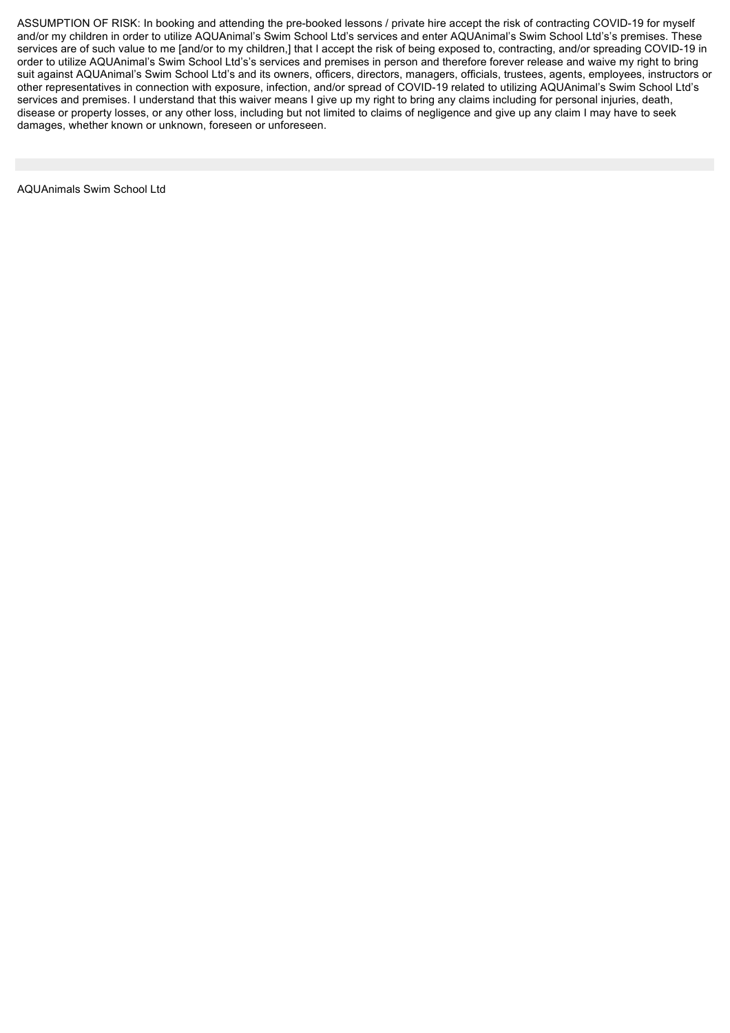ASSUMPTION OF RISK: In booking and attending the pre-booked lessons / private hire accept the risk of contracting COVID-19 for myself and/or my children in order to utilize AQUAnimal's Swim School Ltd's services and enter AQUAnimal's Swim School Ltd's's premises. These services are of such value to me [and/or to my children,] that I accept the risk of being exposed to, contracting, and/or spreading COVID-19 in order to utilize AQUAnimal's Swim School Ltd's's services and premises in person and therefore forever release and waive my right to bring suit against AQUAnimal's Swim School Ltd's and its owners, officers, directors, managers, officials, trustees, agents, employees, instructors or other representatives in connection with exposure, infection, and/or spread of COVID-19 related to utilizing AQUAnimal's Swim School Ltd's services and premises. I understand that this waiver means I give up my right to bring any claims including for personal injuries, death, disease or property losses, or any other loss, including but not limited to claims of negligence and give up any claim I may have to seek damages, whether known or unknown, foreseen or unforeseen.

AQUAnimals Swim School Ltd